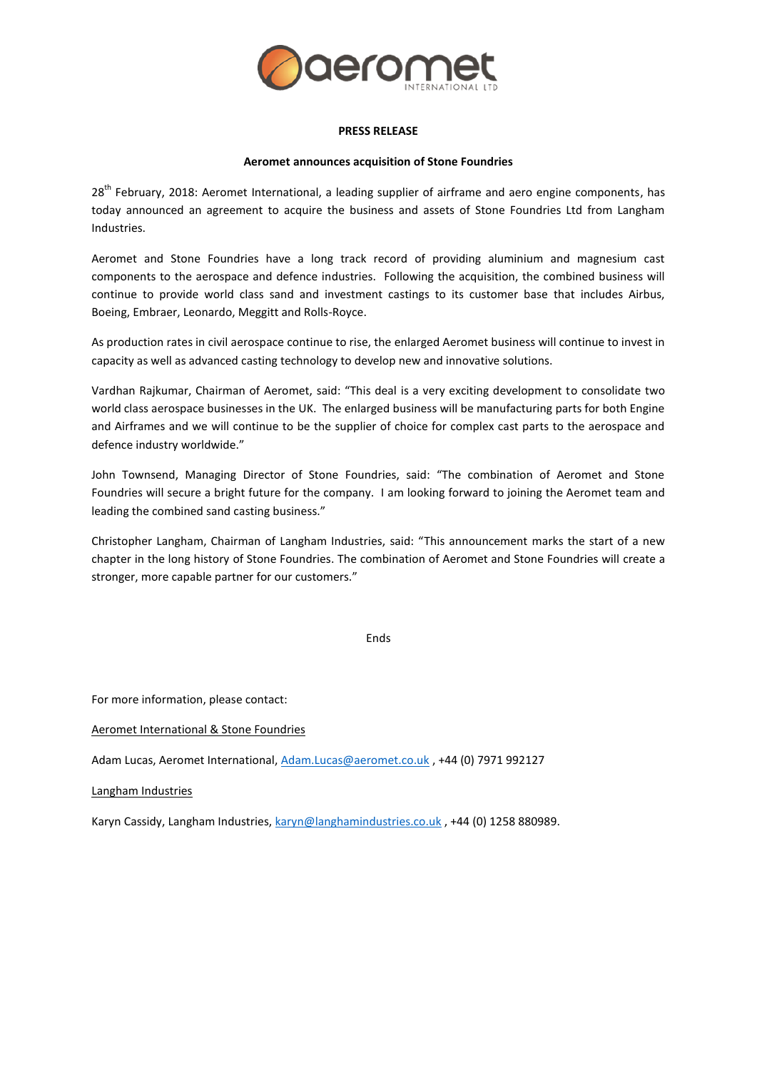**PRESS RELEASE**

**Aeromet announces acquisition of Stone Foundries**

28th February, 2018: Aeromet International, a leading supplier of airframe and aero engine components, has today announced an agreement to acquire the business and assets of Stone Foundries Ltd from Langham Industries.

Aeromet and Stone Foundries have a long track record of providing aluminium and magnesium cast components to the aerospace and defence industries. Following the acquisition, the combined business will continue to provide world class sand and investment castings to its customer base that includes Airbus, Boeing, Embraer, Leonardo, Meggitt and Rolls-Royce.

As production rates in civil aerospace continue to rise, the enlarged Aeromet business will continue to invest in capacity as well as advanced casting technology to develop new and innovative solutions.

Vardhan Rajkumar, Chairman of Aeromet, said: "This deal is a very exciting development to consolidate two world class aerospace businesses in the UK. The enlarged business will be manufacturing parts for both Engine and Airframes and we will continue to be the supplier of choice for complex cast parts to the aerospace and defence industry worldwide."

John Townsend, Managing Director of Stone Foundries, said: "The combination of Aeromet and Stone Foundries will secure a bright future for the company. I am looking forward to joining the Aeromet team and leading the combined sand casting business."

Christopher Langham, Chairman of Langham Industries, said: "This announcement marks the start of a new chapter in the long history of Stone Foundries. The combination of Aeromet and Stone Foundries will create a stronger, more capable partner for our customers."

Ends

For more information, please contact:

Aeromet International & Stone Foundries

Adam Lucas, Aeromet International, Adam.Lucas@aeromet.co.uk , +44 (0) 7971 992127

Langham Industries

Karyn Cassidy, Langham Industries, karyn@langhamindustries.co.uk , +44 (0) 1258 880989.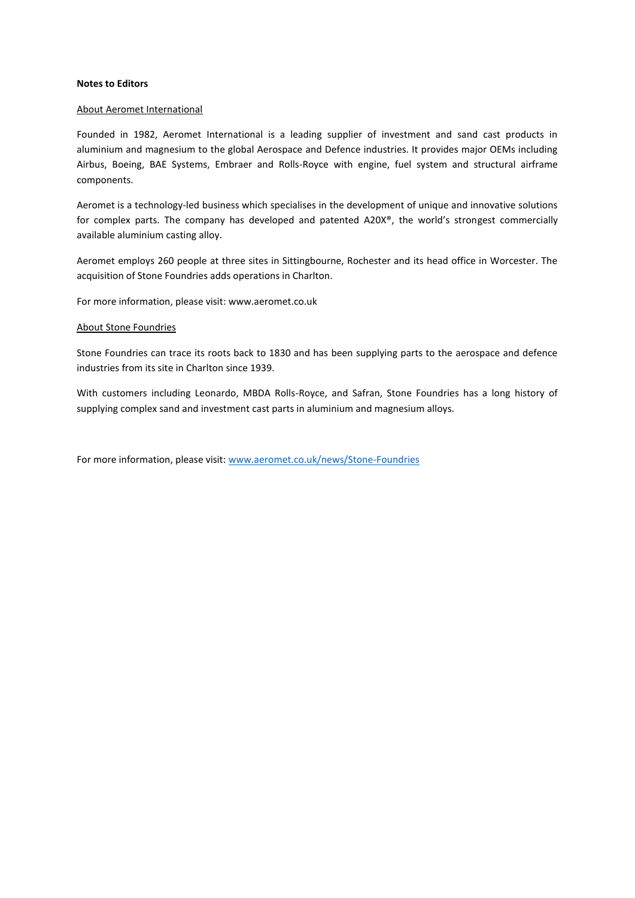**Notes to Editors**

About Aeromet International

Founded in 1982, Aeromet International is a leading supplier of investment and sand cast products in aluminium and magnesium to the global Aerospace and Defence industries. It provides major OEMs including Airbus, Boeing, BAE Systems, Embraer and Rolls-Royce with engine, fuel system and structural airframe components.

Aeromet is a technology-led business which specialises in the development of unique and innovative solutions for complex parts. The company has developed and patented A20X®, the world's strongest commercially available aluminium casting alloy.

Aeromet employs 260 people at three sites in Sittingbourne, Rochester and its head office in Worcester. The acquisition of Stone Foundries adds operations in Charlton.

For more information, please visit: www.aeromet.co.uk

About Stone Foundries

Stone Foundries can trace its roots back to 1830 and has been supplying parts to the aerospace and defence industries from its site in Charlton since 1939.

With customers including Leonardo, MBDA Rolls-Royce, and Safran, Stone Foundries has a long history of supplying complex sand and investment cast parts in aluminium and magnesium alloys.

For more information, please visit: [www.aeromet.co.uk/news/Stone-Foundries](www.aeromet.co.uk/news/Stone-Foundries)